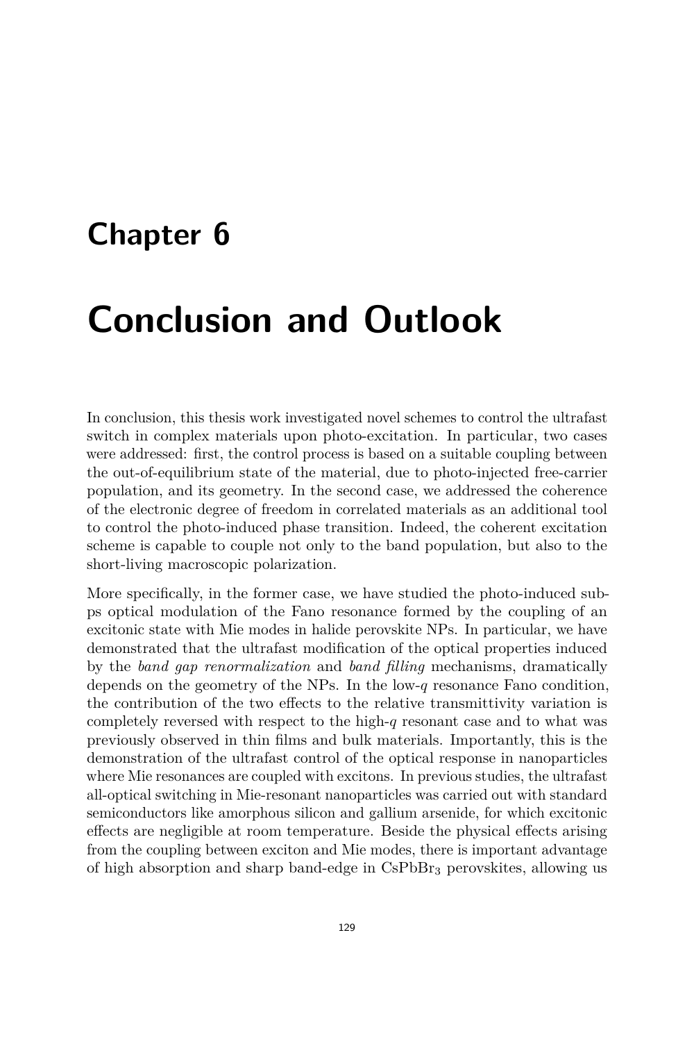# Chapter 6

# Conclusion and Outlook

In conclusion, this thesis work investigated novel schemes to control the ultrafast switch in complex materials upon photo-excitation. In particular, two cases were addressed: first, the control process is based on a suitable coupling between the out-of-equilibrium state of the material, due to photo-injected free-carrier population, and its geometry. In the second case, we addressed the coherence of the electronic degree of freedom in correlated materials as an additional tool to control the photo-induced phase transition. Indeed, the coherent excitation scheme is capable to couple not only to the band population, but also to the short-living macroscopic polarization.

More specifically, in the former case, we have studied the photo-induced sub-ps optical modulation of the Fano resonance formed by the coupling of an excitonic state with Mie modes in halide perovskite NPs. In particular, we have demonstrated that the ultrafast modification of the optical properties induced by the *band gap renormalization* and *band filling* mechanisms, dramatically depends on the geometry of the NPs. In the low-$q$ resonance Fano condition, the contribution of the two effects to the relative transmittivity variation is completely reversed with respect to the high-$q$ resonant case and to what was previously observed in thin films and bulk materials. Importantly, this is the demonstration of the ultrafast control of the optical response in nanoparticles where Mie resonances are coupled with excitons. In previous studies, the ultrafast all-optical switching in Mie-resonant nanoparticles was carried out with standard semiconductors like amorphous silicon and gallium arsenide, for which excitonic effects are negligible at room temperature. Beside the physical effects arising from the coupling between exciton and Mie modes, there is important advantage of high absorption and sharp band-edge in $CsPbBr_3$ perovskites, allowing us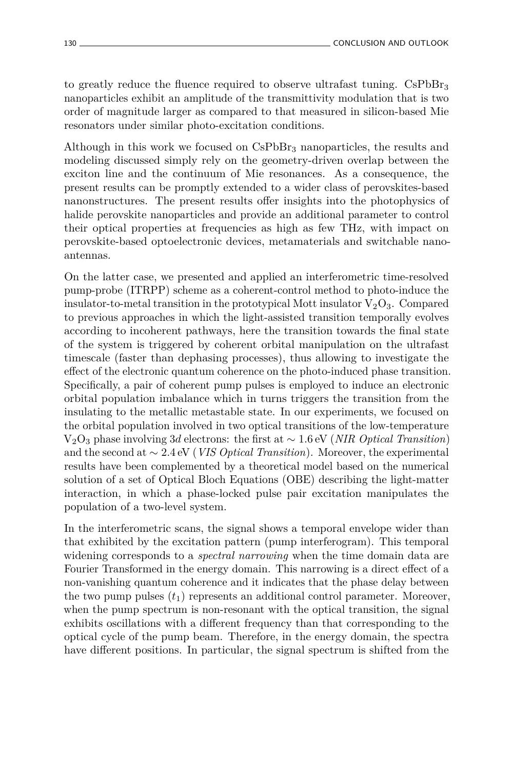to greatly reduce the fluence required to observe ultrafast tuning. $CsPbBr_3$ nanoparticles exhibit an amplitude of the transmittivity modulation that is two order of magnitude larger as compared to that measured in silicon-based Mie resonators under similar photo-excitation conditions.

Although in this work we focused on $CsPbBr_3$ nanoparticles, the results and modeling discussed simply rely on the geometry-driven overlap between the exciton line and the continuum of Mie resonances. As a consequence, the present results can be promptly extended to a wider class of perovskites-based nanonstructures. The present results offer insights into the photophysics of halide perovskite nanoparticles and provide an additional parameter to control their optical properties at frequencies as high as few THz, with impact on perovskite-based optoelectronic devices, metamaterials and switchable nano-antennas.

On the latter case, we presented and applied an interferometric time-resolved pump-probe (ITRPP) scheme as a coherent-control method to photo-induce the insulator-to-metal transition in the prototypical Mott insulator $V_2O_3$. Compared to previous approaches in which the light-assisted transition temporally evolves according to incoherent pathways, here the transition towards the final state of the system is triggered by coherent orbital manipulation on the ultrafast timescale (faster than dephasing processes), thus allowing to investigate the effect of the electronic quantum coherence on the photo-induced phase transition. Specifically, a pair of coherent pump pulses is employed to induce an electronic orbital population imbalance which in turns triggers the transition from the insulating to the metallic metastable state. In our experiments, we focused on the orbital population involved in two optical transitions of the low-temperature $V_2O_3$ phase involving $3d$ electrons: the first at $\sim 1.6\,\text{eV}$ (*NIR Optical Transition*) and the second at $\sim 2.4\,\text{eV}$ (*VIS Optical Transition*). Moreover, the experimental results have been complemented by a theoretical model based on the numerical solution of a set of Optical Bloch Equations (OBE) describing the light-matter interaction, in which a phase-locked pulse pair excitation manipulates the population of a two-level system.

In the interferometric scans, the signal shows a temporal envelope wider than that exhibited by the excitation pattern (pump interferogram). This temporal widening corresponds to a *spectral narrowing* when the time domain data are Fourier Transformed in the energy domain. This narrowing is a direct effect of a non-vanishing quantum coherence and it indicates that the phase delay between the two pump pulses ($t_1$) represents an additional control parameter. Moreover, when the pump spectrum is non-resonant with the optical transition, the signal exhibits oscillations with a different frequency than that corresponding to the optical cycle of the pump beam. Therefore, in the energy domain, the spectra have different positions. In particular, the signal spectrum is shifted from the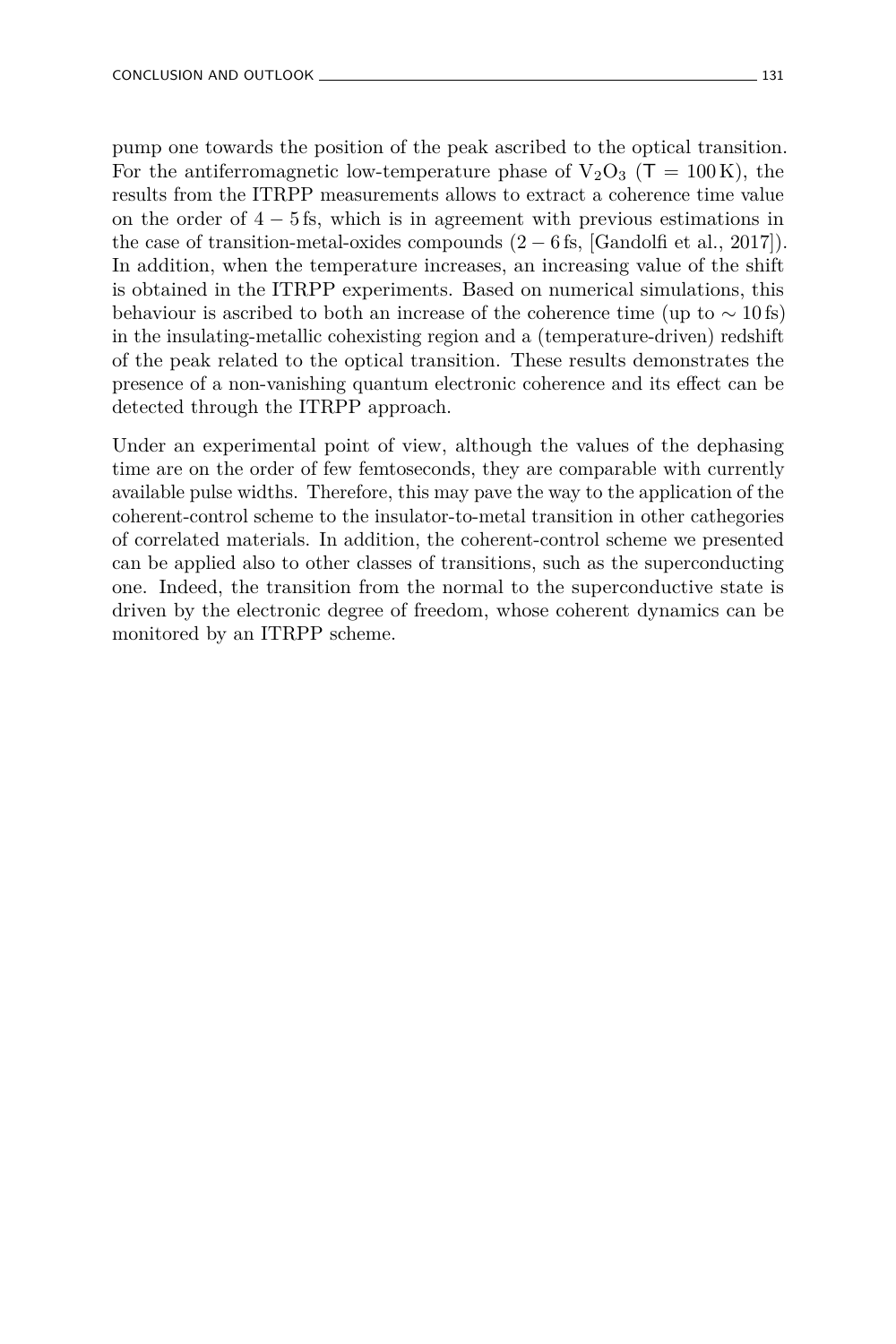pump one towards the position of the peak ascribed to the optical transition. For the antiferromagnetic low-temperature phase of $V_2O_3$ ($T = 100\,K$), the results from the ITRPP measurements allows to extract a coherence time value on the order of $4-5\,fs$, which is in agreement with previous estimations in the case of transition-metal-oxides compounds ($2-6\,fs$, [Gandolfi et al., 2017]). In addition, when the temperature increases, an increasing value of the shift is obtained in the ITRPP experiments. Based on numerical simulations, this behaviour is ascribed to both an increase of the coherence time (up to $\sim 10\,fs$) in the insulating-metallic cohexisting region and a (temperature-driven) redshift of the peak related to the optical transition. These results demonstrates the presence of a non-vanishing quantum electronic coherence and its effect can be detected through the ITRPP approach.

Under an experimental point of view, although the values of the dephasing time are on the order of few femtoseconds, they are comparable with currently available pulse widths. Therefore, this may pave the way to the application of the coherent-control scheme to the insulator-to-metal transition in other cathegories of correlated materials. In addition, the coherent-control scheme we presented can be applied also to other classes of transitions, such as the superconducting one. Indeed, the transition from the normal to the superconductive state is driven by the electronic degree of freedom, whose coherent dynamics can be monitored by an ITRPP scheme.